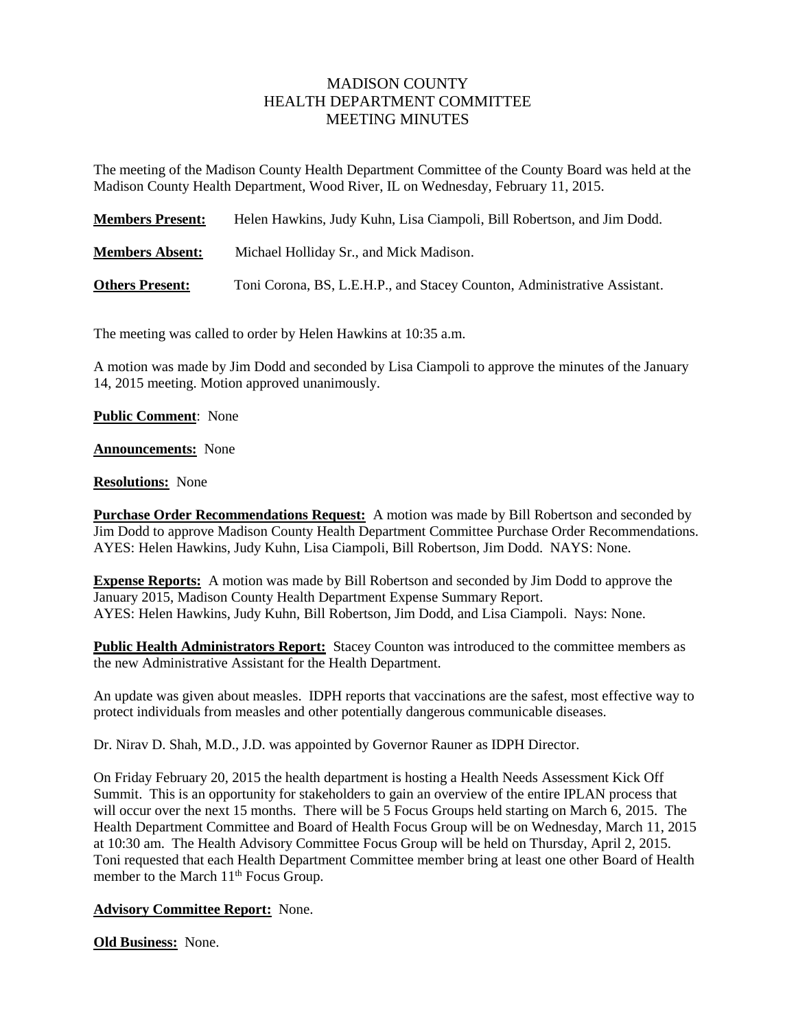# MADISON COUNTY
# HEALTH DEPARTMENT COMMITTEE
# MEETING MINUTES

The meeting of the Madison County Health Department Committee of the County Board was held at the Madison County Health Department, Wood River, IL on Wednesday, February 11, 2015.

**Members Present:** Helen Hawkins, Judy Kuhn, Lisa Ciampoli, Bill Robertson, and Jim Dodd.

**Members Absent:** Michael Holliday Sr., and Mick Madison.

**Others Present:** Toni Corona, BS, L.E.H.P., and Stacey Counton, Administrative Assistant.

The meeting was called to order by Helen Hawkins at 10:35 a.m.

A motion was made by Jim Dodd and seconded by Lisa Ciampoli to approve the minutes of the January 14, 2015 meeting. Motion approved unanimously.

**Public Comment**: None

**Announcements:** None

**Resolutions:** None

**Purchase Order Recommendations Request:** A motion was made by Bill Robertson and seconded by Jim Dodd to approve Madison County Health Department Committee Purchase Order Recommendations. AYES: Helen Hawkins, Judy Kuhn, Lisa Ciampoli, Bill Robertson, Jim Dodd. NAYS: None.

**Expense Reports:** A motion was made by Bill Robertson and seconded by Jim Dodd to approve the January 2015, Madison County Health Department Expense Summary Report. AYES: Helen Hawkins, Judy Kuhn, Bill Robertson, Jim Dodd, and Lisa Ciampoli. Nays: None.

**Public Health Administrators Report:** Stacey Counton was introduced to the committee members as the new Administrative Assistant for the Health Department.

An update was given about measles. IDPH reports that vaccinations are the safest, most effective way to protect individuals from measles and other potentially dangerous communicable diseases.

Dr. Nirav D. Shah, M.D., J.D. was appointed by Governor Rauner as IDPH Director.

On Friday February 20, 2015 the health department is hosting a Health Needs Assessment Kick Off Summit. This is an opportunity for stakeholders to gain an overview of the entire IPLAN process that will occur over the next 15 months. There will be 5 Focus Groups held starting on March 6, 2015. The Health Department Committee and Board of Health Focus Group will be on Wednesday, March 11, 2015 at 10:30 am. The Health Advisory Committee Focus Group will be held on Thursday, April 2, 2015. Toni requested that each Health Department Committee member bring at least one other Board of Health member to the March 11th Focus Group.

**Advisory Committee Report:** None.

**Old Business:** None.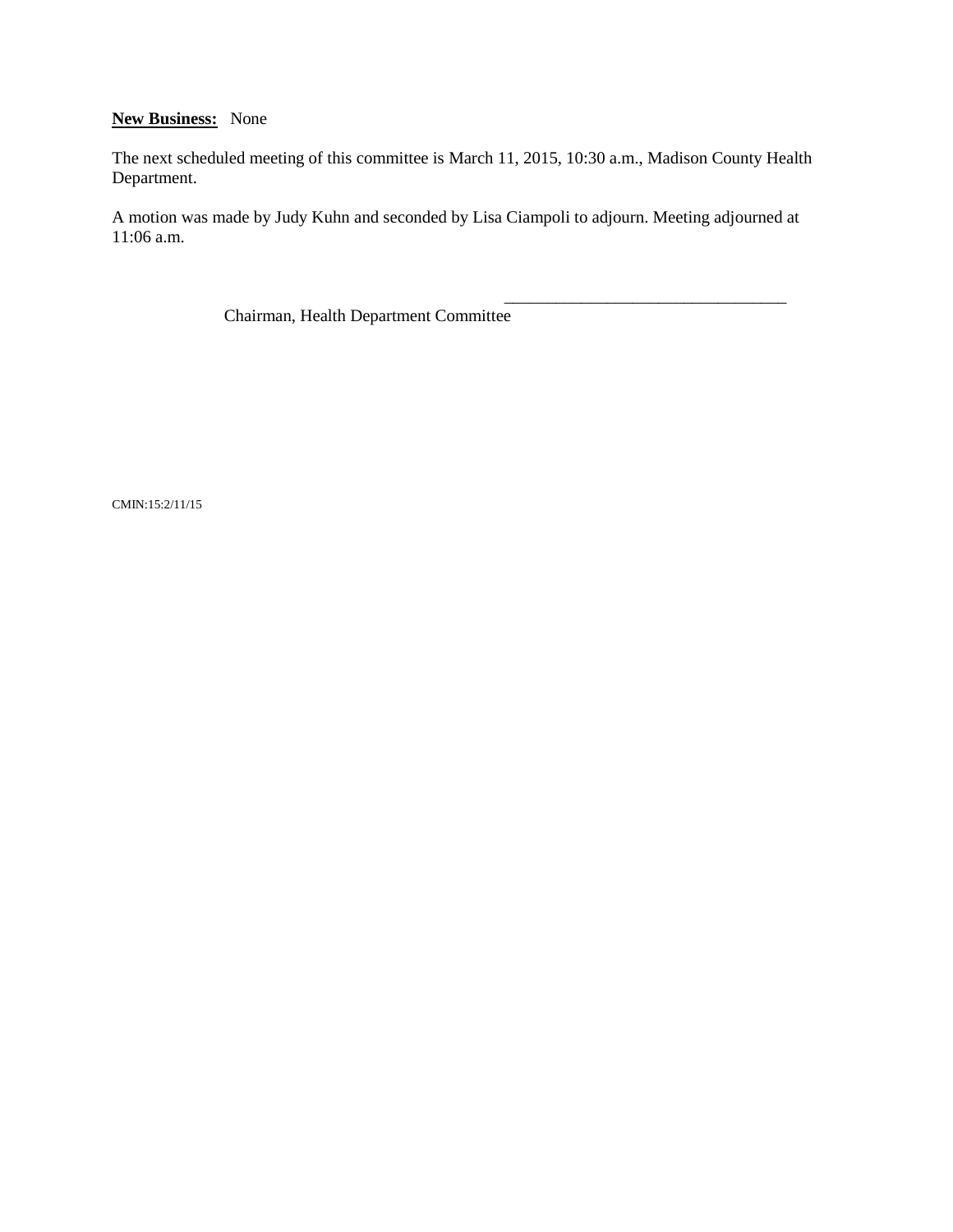**New Business:** None

The next scheduled meeting of this committee is March 11, 2015, 10:30 a.m., Madison County Health Department.

A motion was made by Judy Kuhn and seconded by Lisa Ciampoli to adjourn. Meeting adjourned at 11:06 a.m.

\_\_\_\_\_\_\_\_\_\_\_\_\_\_\_\_\_\_\_\_\_\_\_\_\_\_\_\_\_\_\_\_\_\_\_

Chairman, Health Department Committee

CMIN:15:2/11/15